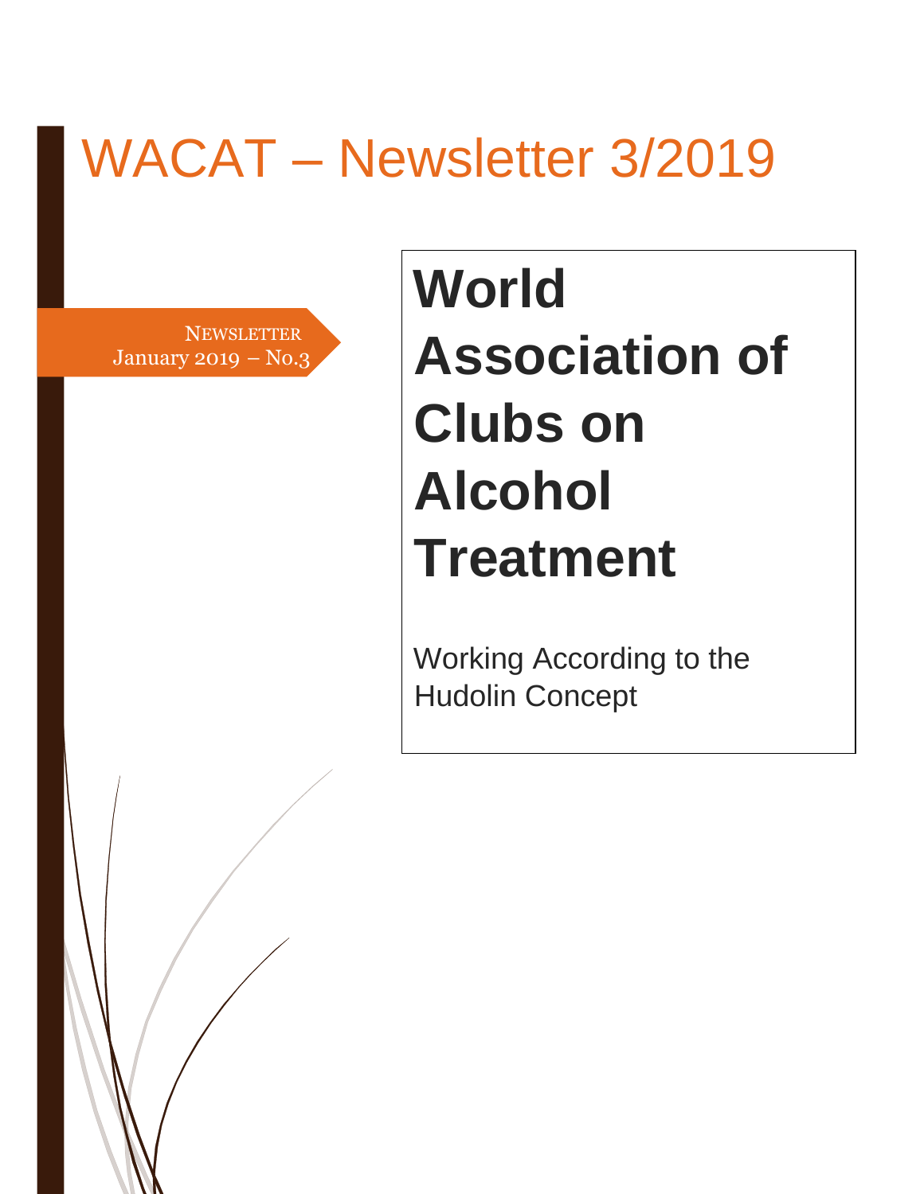# WACAT – Newsletter 3/2019

NEWSLETTER
January 2019 – No.3

## World Association of Clubs on Alcohol Treatment

Working According to the Hudolin Concept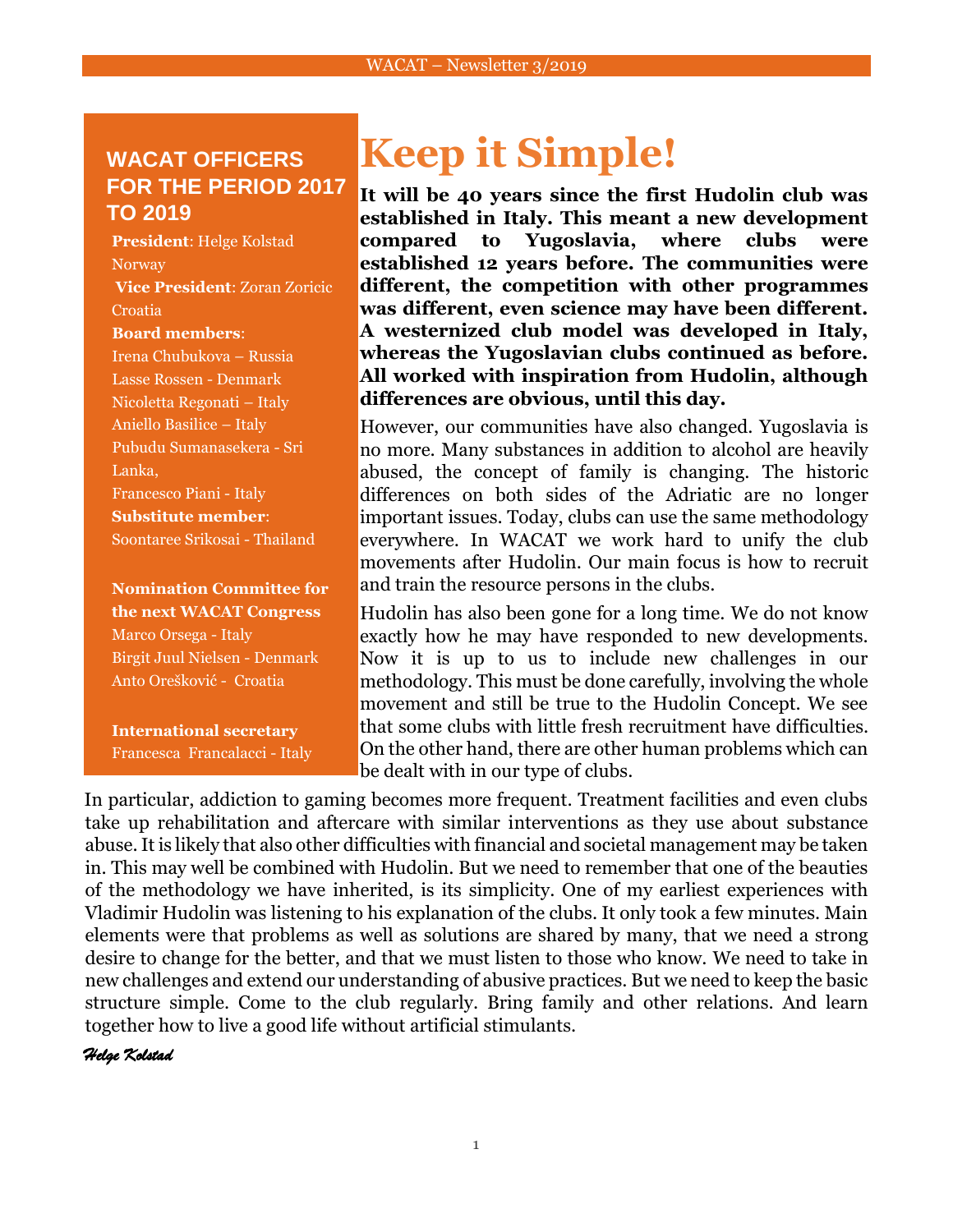## WACAT OFFICERS FOR THE PERIOD 2017 TO 2019

**President**: Helge Kolstad Norway

**Vice President**: Zoran Zoricic Croatia

**Board members**:

Irena Chubukova – Russia
Lasse Rossen - Denmark
Nicoletta Regonati – Italy
Aniello Basilice – Italy
Pubudu Sumanasekera - Sri Lanka,
Francesco Piani - Italy

**Substitute member**:

Soontaree Srikosai - Thailand

**Nomination Committee for the next WACAT Congress**

Marco Orsega - Italy
Birgit Juul Nielsen - Denmark
Anto Orešković - Croatia

**International secretary**

Francesca Francalacci - Italy

# Keep it Simple!

**It will be 40 years since the first Hudolin club was established in Italy. This meant a new development compared to Yugoslavia, where clubs were established 12 years before. The communities were different, the competition with other programmes was different, even science may have been different. A westernized club model was developed in Italy, whereas the Yugoslavian clubs continued as before. All worked with inspiration from Hudolin, although differences are obvious, until this day.**

However, our communities have also changed. Yugoslavia is no more. Many substances in addition to alcohol are heavily abused, the concept of family is changing. The historic differences on both sides of the Adriatic are no longer important issues. Today, clubs can use the same methodology everywhere. In WACAT we work hard to unify the club movements after Hudolin. Our main focus is how to recruit and train the resource persons in the clubs.

Hudolin has also been gone for a long time. We do not know exactly how he may have responded to new developments. Now it is up to us to include new challenges in our methodology. This must be done carefully, involving the whole movement and still be true to the Hudolin Concept. We see that some clubs with little fresh recruitment have difficulties. On the other hand, there are other human problems which can be dealt with in our type of clubs.

In particular, addiction to gaming becomes more frequent. Treatment facilities and even clubs take up rehabilitation and aftercare with similar interventions as they use about substance abuse. It is likely that also other difficulties with financial and societal management may be taken in. This may well be combined with Hudolin. But we need to remember that one of the beauties of the methodology we have inherited, is its simplicity. One of my earliest experiences with Vladimir Hudolin was listening to his explanation of the clubs. It only took a few minutes. Main elements were that problems as well as solutions are shared by many, that we need a strong desire to change for the better, and that we must listen to those who know. We need to take in new challenges and extend our understanding of abusive practices. But we need to keep the basic structure simple. Come to the club regularly. Bring family and other relations. And learn together how to live a good life without artificial stimulants.

*Helge Kolstad*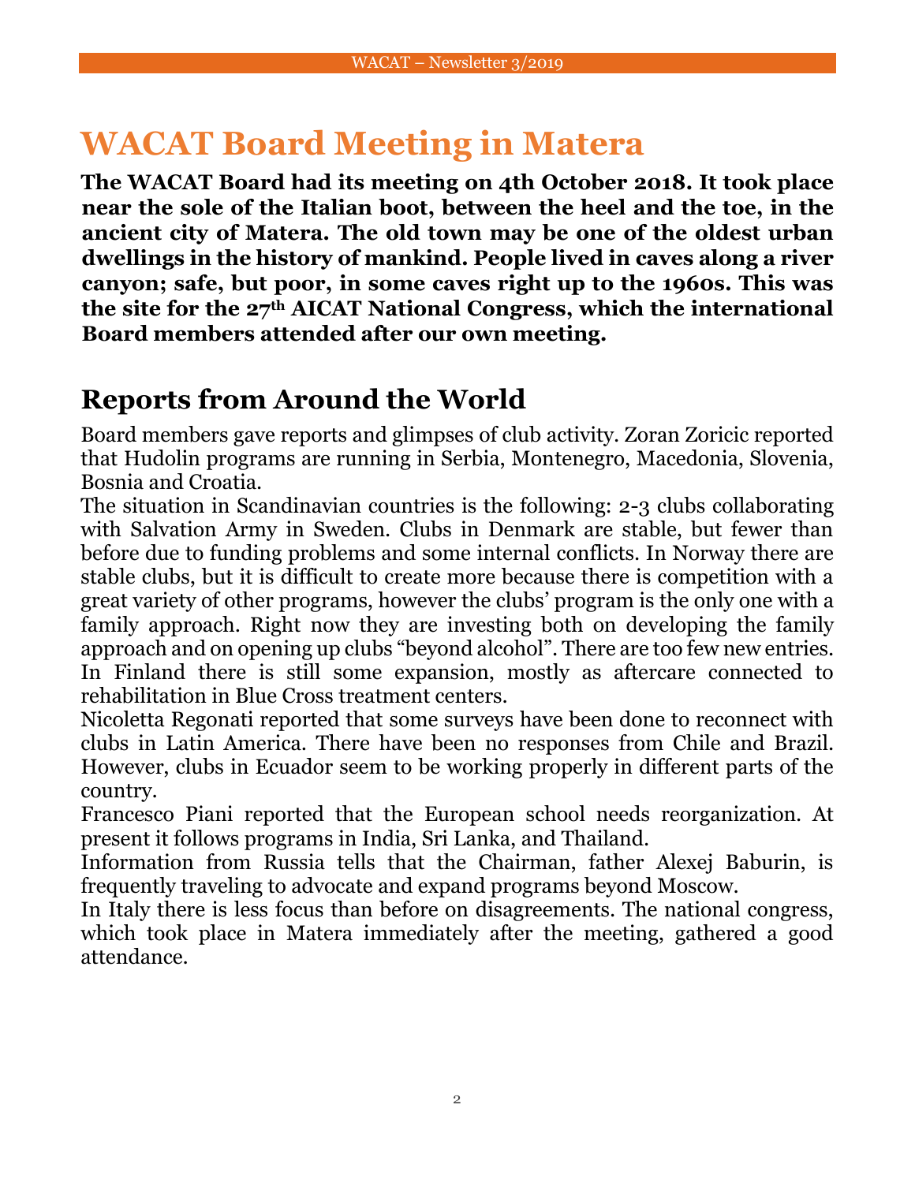# WACAT Board Meeting in Matera

**The WACAT Board had its meeting on 4th October 2018. It took place near the sole of the Italian boot, between the heel and the toe, in the ancient city of Matera. The old town may be one of the oldest urban dwellings in the history of mankind. People lived in caves along a river canyon; safe, but poor, in some caves right up to the 1960s. This was the site for the 27th AICAT National Congress, which the international Board members attended after our own meeting.**

## Reports from Around the World

Board members gave reports and glimpses of club activity. Zoran Zoricic reported that Hudolin programs are running in Serbia, Montenegro, Macedonia, Slovenia, Bosnia and Croatia.

The situation in Scandinavian countries is the following: 2-3 clubs collaborating with Salvation Army in Sweden. Clubs in Denmark are stable, but fewer than before due to funding problems and some internal conflicts. In Norway there are stable clubs, but it is difficult to create more because there is competition with a great variety of other programs, however the clubs' program is the only one with a family approach. Right now they are investing both on developing the family approach and on opening up clubs "beyond alcohol". There are too few new entries. In Finland there is still some expansion, mostly as aftercare connected to rehabilitation in Blue Cross treatment centers.

Nicoletta Regonati reported that some surveys have been done to reconnect with clubs in Latin America. There have been no responses from Chile and Brazil. However, clubs in Ecuador seem to be working properly in different parts of the country.

Francesco Piani reported that the European school needs reorganization. At present it follows programs in India, Sri Lanka, and Thailand.

Information from Russia tells that the Chairman, father Alexej Baburin, is frequently traveling to advocate and expand programs beyond Moscow.

In Italy there is less focus than before on disagreements. The national congress, which took place in Matera immediately after the meeting, gathered a good attendance.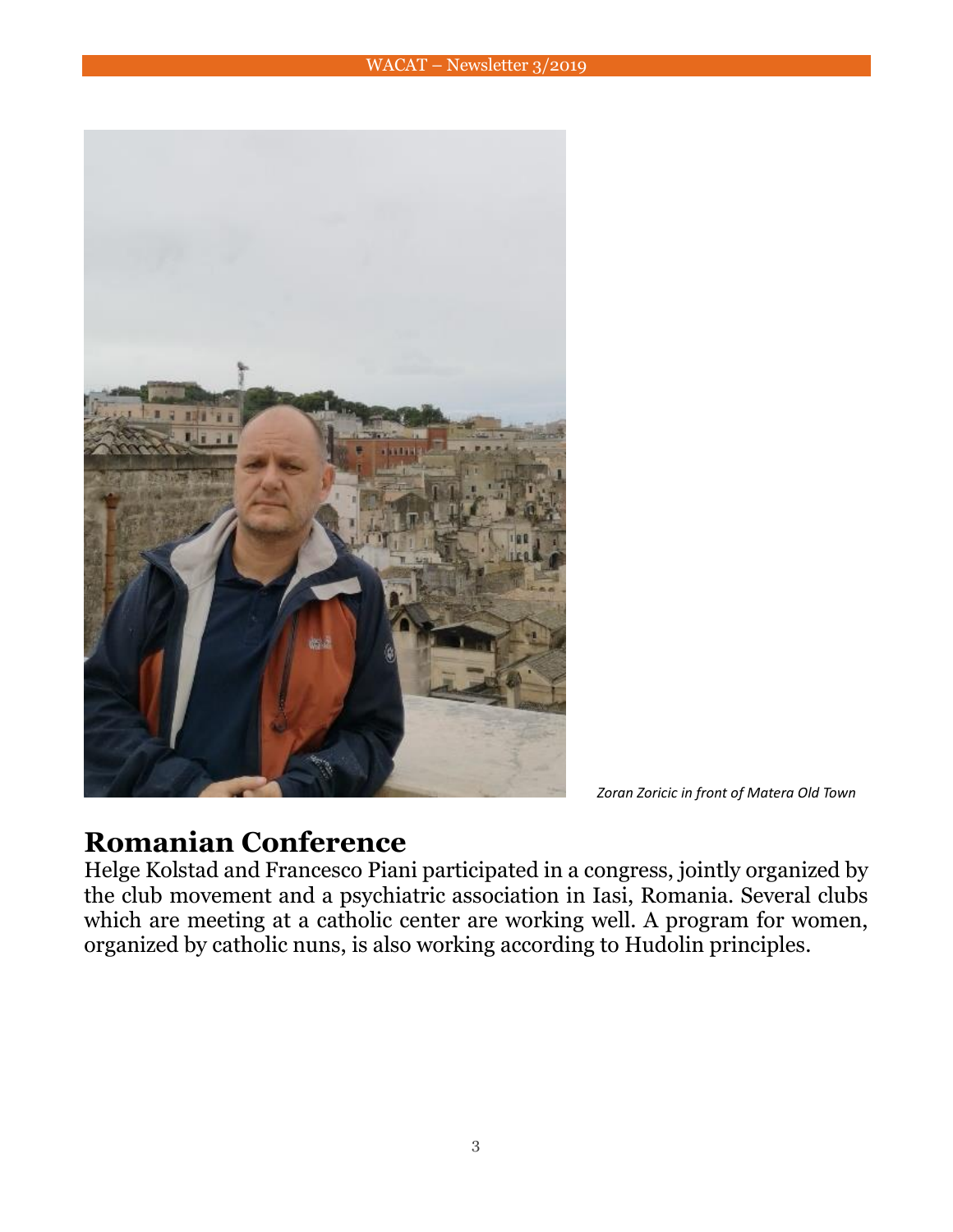*Zoran Zoricic in front of Matera Old Town*

## Romanian Conference

Helge Kolstad and Francesco Piani participated in a congress, jointly organized by the club movement and a psychiatric association in Iasi, Romania. Several clubs which are meeting at a catholic center are working well. A program for women, organized by catholic nuns, is also working according to Hudolin principles.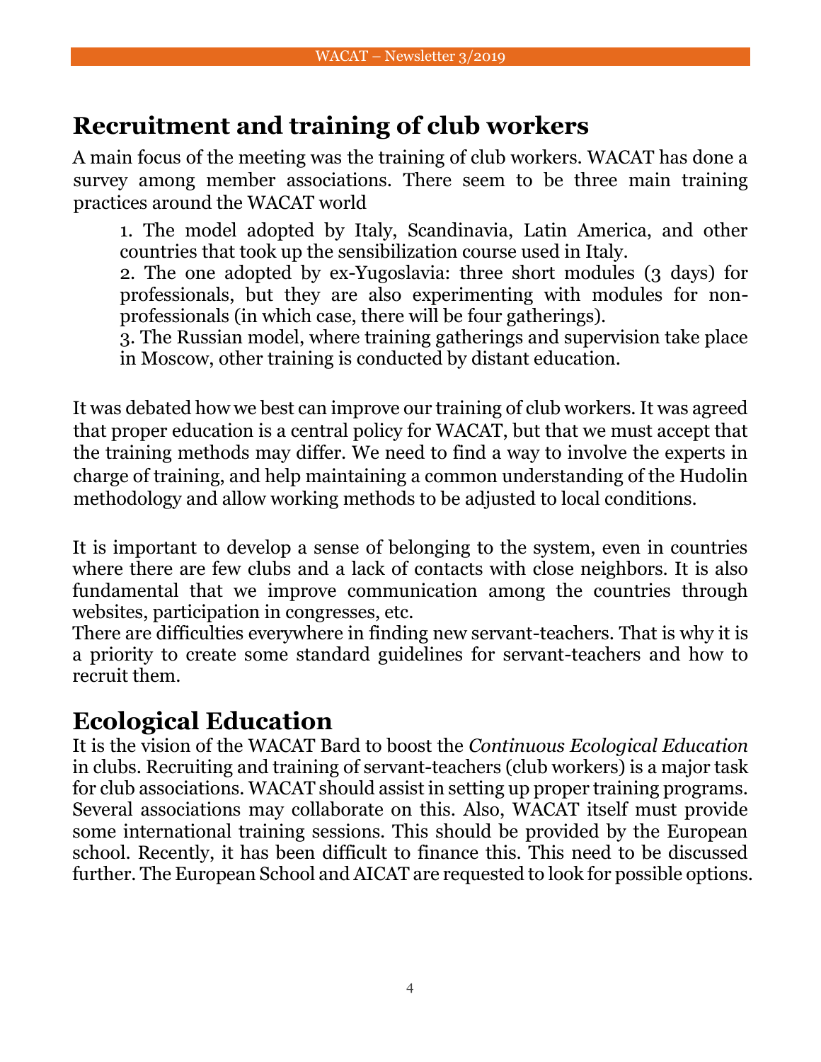## Recruitment and training of club workers

A main focus of the meeting was the training of club workers. WACAT has done a survey among member associations. There seem to be three main training practices around the WACAT world

1. The model adopted by Italy, Scandinavia, Latin America, and other countries that took up the sensibilization course used in Italy.
2. The one adopted by ex-Yugoslavia: three short modules (3 days) for professionals, but they are also experimenting with modules for non-professionals (in which case, there will be four gatherings).
3. The Russian model, where training gatherings and supervision take place in Moscow, other training is conducted by distant education.

It was debated how we best can improve our training of club workers. It was agreed that proper education is a central policy for WACAT, but that we must accept that the training methods may differ. We need to find a way to involve the experts in charge of training, and help maintaining a common understanding of the Hudolin methodology and allow working methods to be adjusted to local conditions.

It is important to develop a sense of belonging to the system, even in countries where there are few clubs and a lack of contacts with close neighbors. It is also fundamental that we improve communication among the countries through websites, participation in congresses, etc.
There are difficulties everywhere in finding new servant-teachers. That is why it is a priority to create some standard guidelines for servant-teachers and how to recruit them.

## Ecological Education

It is the vision of the WACAT Bard to boost the *Continuous Ecological Education* in clubs. Recruiting and training of servant-teachers (club workers) is a major task for club associations. WACAT should assist in setting up proper training programs. Several associations may collaborate on this. Also, WACAT itself must provide some international training sessions. This should be provided by the European school. Recently, it has been difficult to finance this. This need to be discussed further. The European School and AICAT are requested to look for possible options.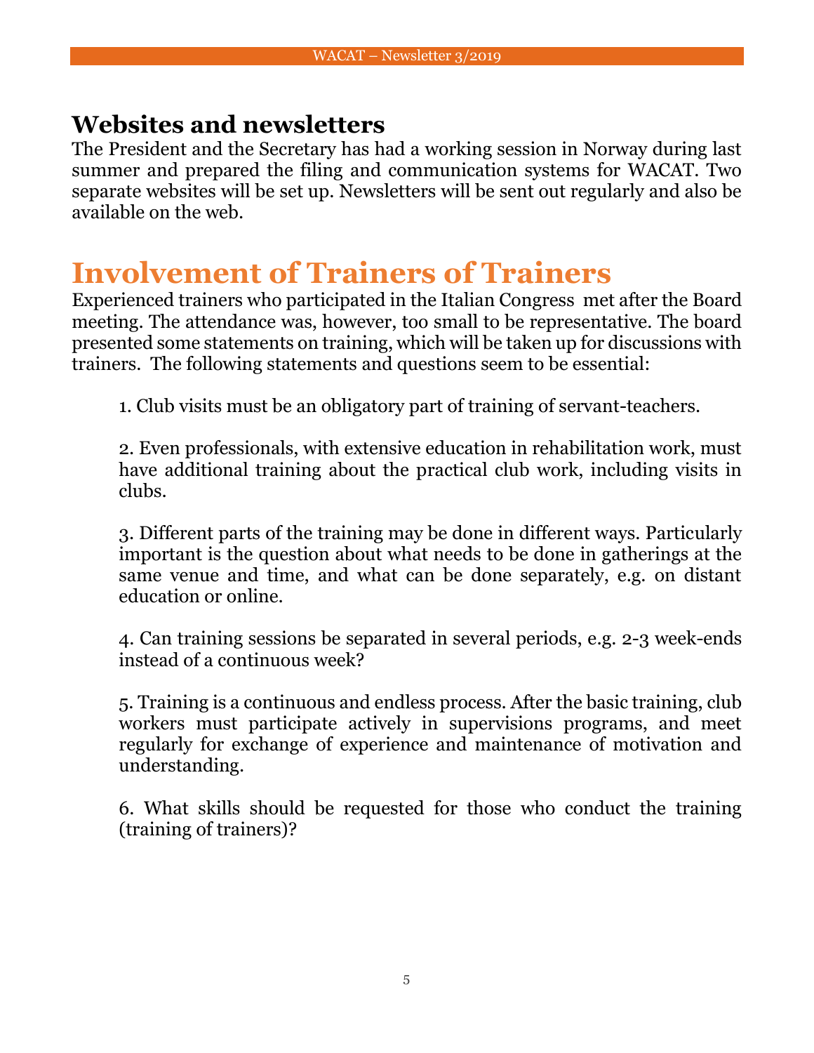## Websites and newsletters

The President and the Secretary has had a working session in Norway during last summer and prepared the filing and communication systems for WACAT. Two separate websites will be set up. Newsletters will be sent out regularly and also be available on the web.

# Involvement of Trainers of Trainers

Experienced trainers who participated in the Italian Congress met after the Board meeting. The attendance was, however, too small to be representative. The board presented some statements on training, which will be taken up for discussions with trainers. The following statements and questions seem to be essential:

1. Club visits must be an obligatory part of training of servant-teachers.

2. Even professionals, with extensive education in rehabilitation work, must have additional training about the practical club work, including visits in clubs.

3. Different parts of the training may be done in different ways. Particularly important is the question about what needs to be done in gatherings at the same venue and time, and what can be done separately, e.g. on distant education or online.

4. Can training sessions be separated in several periods, e.g. 2-3 week-ends instead of a continuous week?

5. Training is a continuous and endless process. After the basic training, club workers must participate actively in supervisions programs, and meet regularly for exchange of experience and maintenance of motivation and understanding.

6. What skills should be requested for those who conduct the training (training of trainers)?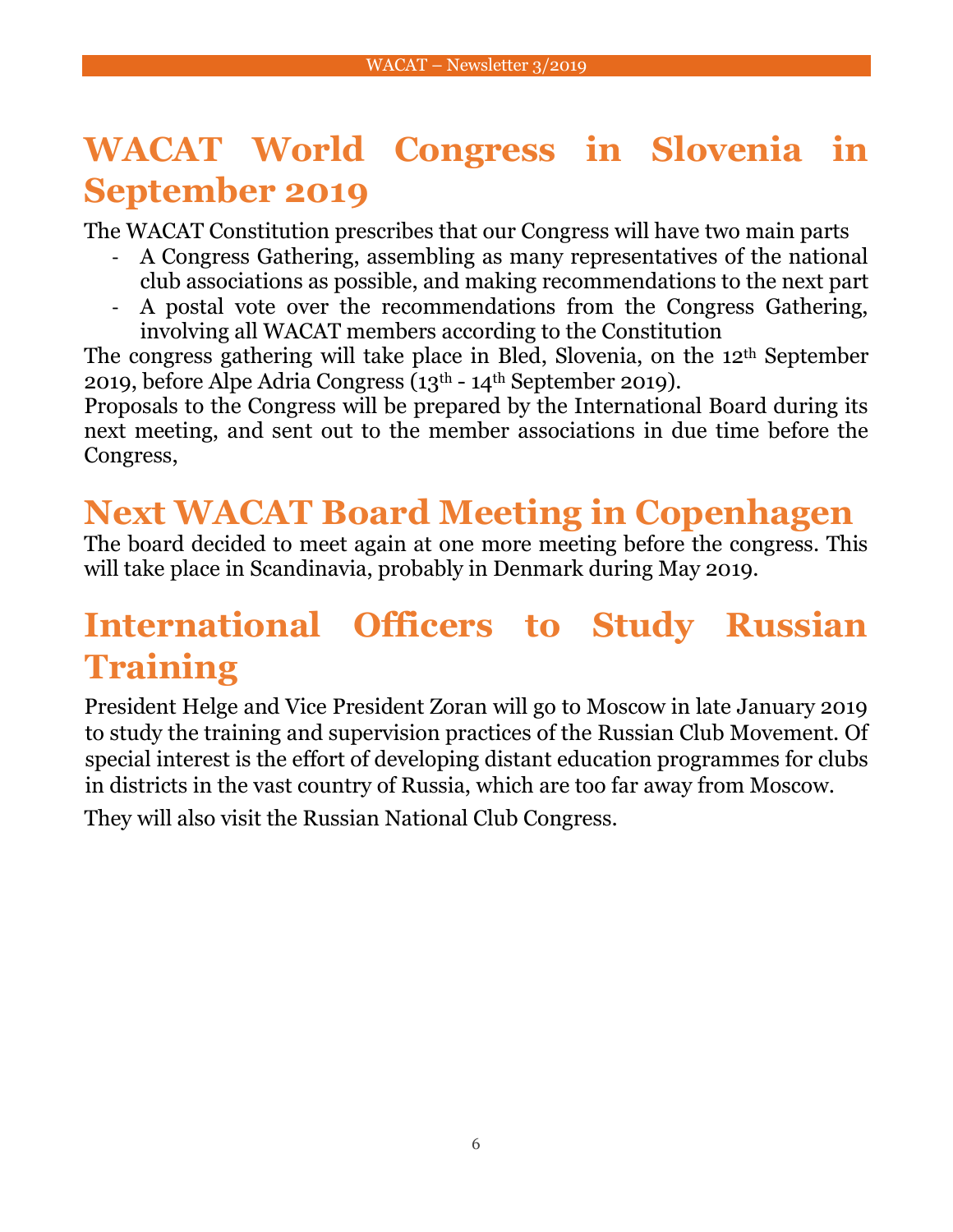# WACAT World Congress in Slovenia in September 2019

The WACAT Constitution prescribes that our Congress will have two main parts

- A Congress Gathering, assembling as many representatives of the national club associations as possible, and making recommendations to the next part
- A postal vote over the recommendations from the Congress Gathering, involving all WACAT members according to the Constitution

The congress gathering will take place in Bled, Slovenia, on the 12th September 2019, before Alpe Adria Congress (13th - 14th September 2019).

Proposals to the Congress will be prepared by the International Board during its next meeting, and sent out to the member associations in due time before the Congress,

# Next WACAT Board Meeting in Copenhagen

The board decided to meet again at one more meeting before the congress. This will take place in Scandinavia, probably in Denmark during May 2019.

# International Officers to Study Russian Training

President Helge and Vice President Zoran will go to Moscow in late January 2019 to study the training and supervision practices of the Russian Club Movement. Of special interest is the effort of developing distant education programmes for clubs in districts in the vast country of Russia, which are too far away from Moscow.

They will also visit the Russian National Club Congress.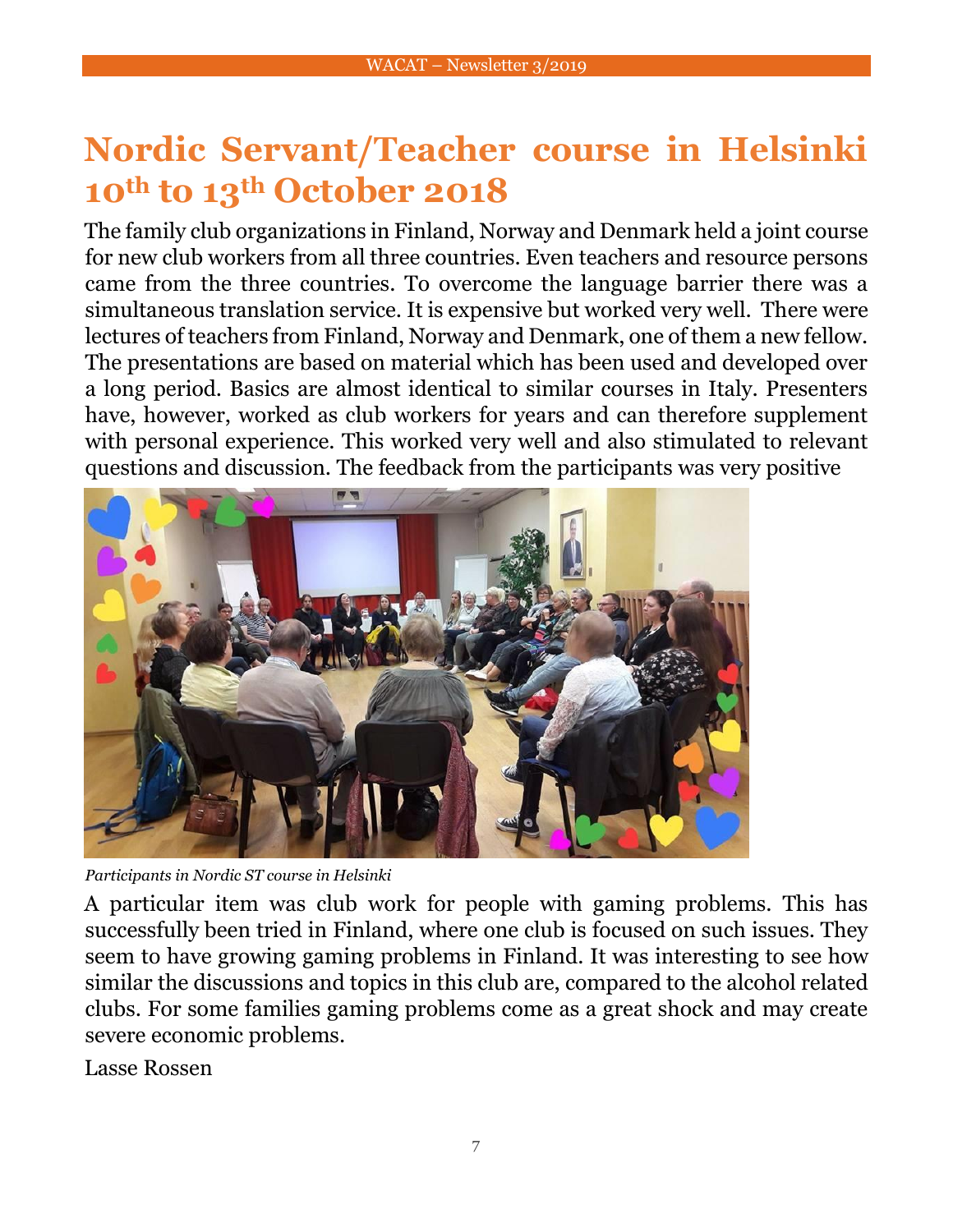# Nordic Servant/Teacher course in Helsinki 10th to 13th October 2018

The family club organizations in Finland, Norway and Denmark held a joint course for new club workers from all three countries. Even teachers and resource persons came from the three countries. To overcome the language barrier there was a simultaneous translation service. It is expensive but worked very well. There were lectures of teachers from Finland, Norway and Denmark, one of them a new fellow. The presentations are based on material which has been used and developed over a long period. Basics are almost identical to similar courses in Italy. Presenters have, however, worked as club workers for years and can therefore supplement with personal experience. This worked very well and also stimulated to relevant questions and discussion. The feedback from the participants was very positive

*Participants in Nordic ST course in Helsinki*

A particular item was club work for people with gaming problems. This has successfully been tried in Finland, where one club is focused on such issues. They seem to have growing gaming problems in Finland. It was interesting to see how similar the discussions and topics in this club are, compared to the alcohol related clubs. For some families gaming problems come as a great shock and may create severe economic problems.

Lasse Rossen